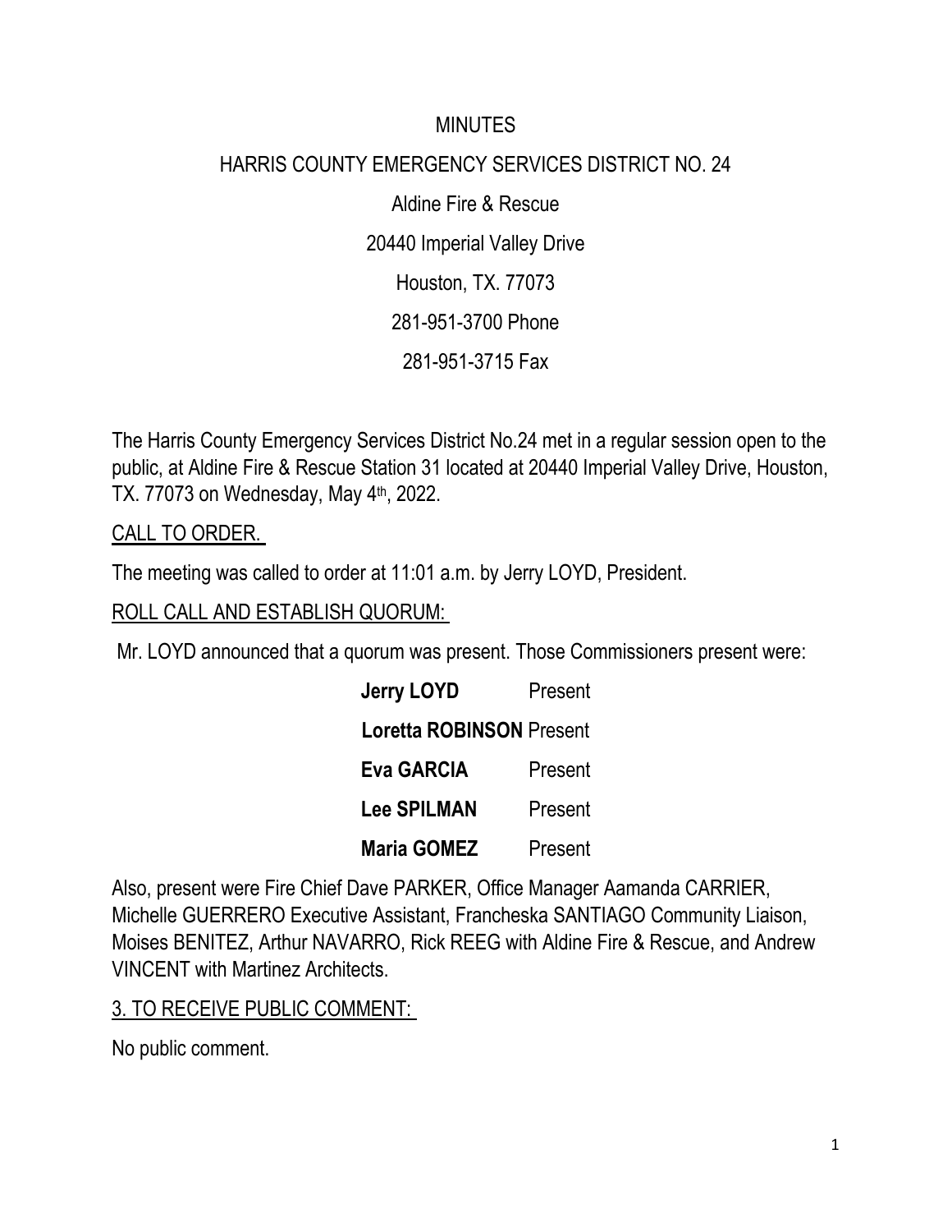MINUTES

HARRIS COUNTY EMERGENCY SERVICES DISTRICT NO. 24

Aldine Fire & Rescue

20440 Imperial Valley Drive

Houston, TX. 77073

281-951-3700 Phone

281-951-3715 Fax

The Harris County Emergency Services District No.24 met in a regular session open to the public, at Aldine Fire & Rescue Station 31 located at 20440 Imperial Valley Drive, Houston, TX. 77073 on Wednesday, May 4th, 2022.

CALL TO ORDER.

The meeting was called to order at 11:01 a.m. by Jerry LOYD, President.

ROLL CALL AND ESTABLISH QUORUM:

Mr. LOYD announced that a quorum was present. Those Commissioners present were:

| | |
|---|---|
| **Jerry LOYD** | Present |
| **Loretta ROBINSON** | Present |
| **Eva GARCIA** | Present |
| **Lee SPILMAN** | Present |
| **Maria GOMEZ** | Present |

Also, present were Fire Chief Dave PARKER, Office Manager Aamanda CARRIER, Michelle GUERRERO Executive Assistant, Francheska SANTIAGO Community Liaison, Moises BENITEZ, Arthur NAVARRO, Rick REEG with Aldine Fire & Rescue, and Andrew VINCENT with Martinez Architects.

3. TO RECEIVE PUBLIC COMMENT:

No public comment.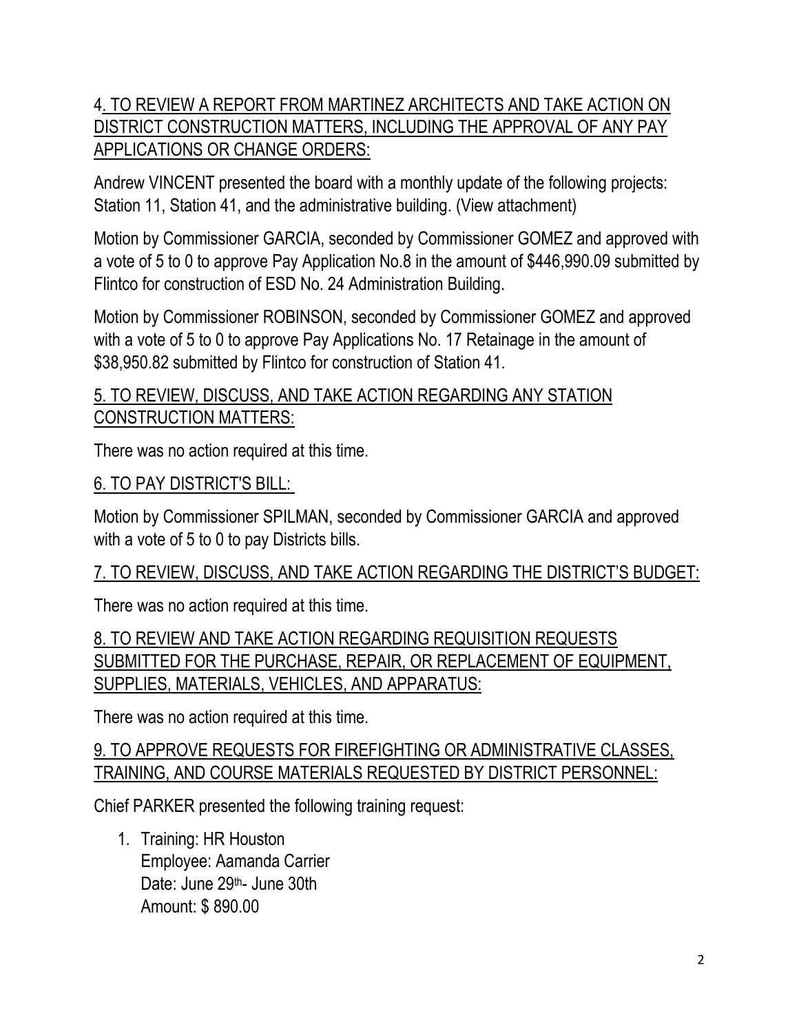<u>4. TO REVIEW A REPORT FROM MARTINEZ ARCHITECTS AND TAKE ACTION ON DISTRICT CONSTRUCTION MATTERS, INCLUDING THE APPROVAL OF ANY PAY APPLICATIONS OR CHANGE ORDERS:</u>

Andrew VINCENT presented the board with a monthly update of the following projects: Station 11, Station 41, and the administrative building. (View attachment)

Motion by Commissioner GARCIA, seconded by Commissioner GOMEZ and approved with a vote of 5 to 0 to approve Pay Application No.8 in the amount of $446,990.09 submitted by Flintco for construction of ESD No. 24 Administration Building.

Motion by Commissioner ROBINSON, seconded by Commissioner GOMEZ and approved with a vote of 5 to 0 to approve Pay Applications No. 17 Retainage in the amount of $38,950.82 submitted by Flintco for construction of Station 41.

<u>5. TO REVIEW, DISCUSS, AND TAKE ACTION REGARDING ANY STATION CONSTRUCTION MATTERS:</u>

There was no action required at this time.

<u>6. TO PAY DISTRICT'S BILL:</u>

Motion by Commissioner SPILMAN, seconded by Commissioner GARCIA and approved with a vote of 5 to 0 to pay Districts bills.

<u>7. TO REVIEW, DISCUSS, AND TAKE ACTION REGARDING THE DISTRICT'S BUDGET:</u>

There was no action required at this time.

<u>8. TO REVIEW AND TAKE ACTION REGARDING REQUISITION REQUESTS SUBMITTED FOR THE PURCHASE, REPAIR, OR REPLACEMENT OF EQUIPMENT, SUPPLIES, MATERIALS, VEHICLES, AND APPARATUS:</u>

There was no action required at this time.

<u>9. TO APPROVE REQUESTS FOR FIREFIGHTING OR ADMINISTRATIVE CLASSES, TRAINING, AND COURSE MATERIALS REQUESTED BY DISTRICT PERSONNEL:</u>

Chief PARKER presented the following training request:

1. Training: HR Houston
   Employee: Aamanda Carrier
   Date: June 29th- June 30th
   Amount: $ 890.00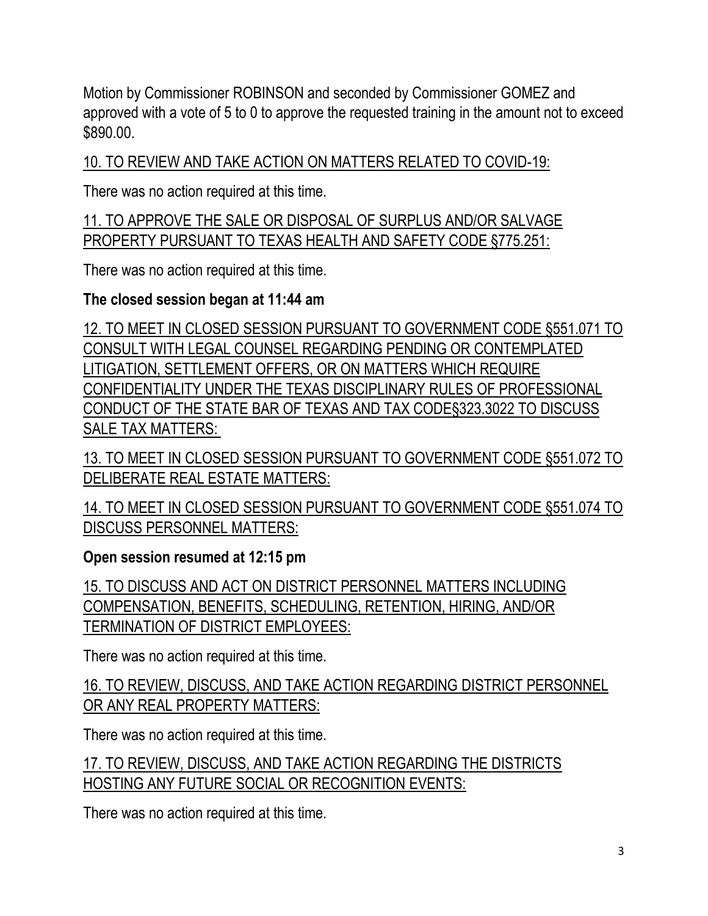Motion by Commissioner ROBINSON and seconded by Commissioner GOMEZ and approved with a vote of 5 to 0 to approve the requested training in the amount not to exceed $890.00.

<u>10. TO REVIEW AND TAKE ACTION ON MATTERS RELATED TO COVID-19:</u>

There was no action required at this time.

<u>11. TO APPROVE THE SALE OR DISPOSAL OF SURPLUS AND/OR SALVAGE PROPERTY PURSUANT TO TEXAS HEALTH AND SAFETY CODE §775.251:</u>

There was no action required at this time.

**The closed session began at 11:44 am**

<u>12. TO MEET IN CLOSED SESSION PURSUANT TO GOVERNMENT CODE §551.071 TO CONSULT WITH LEGAL COUNSEL REGARDING PENDING OR CONTEMPLATED LITIGATION, SETTLEMENT OFFERS, OR ON MATTERS WHICH REQUIRE CONFIDENTIALITY UNDER THE TEXAS DISCIPLINARY RULES OF PROFESSIONAL CONDUCT OF THE STATE BAR OF TEXAS AND TAX CODE§323.3022 TO DISCUSS SALE TAX MATTERS:</u>

<u>13. TO MEET IN CLOSED SESSION PURSUANT TO GOVERNMENT CODE §551.072 TO DELIBERATE REAL ESTATE MATTERS:</u>

<u>14. TO MEET IN CLOSED SESSION PURSUANT TO GOVERNMENT CODE §551.074 TO DISCUSS PERSONNEL MATTERS:</u>

**Open session resumed at 12:15 pm**

<u>15. TO DISCUSS AND ACT ON DISTRICT PERSONNEL MATTERS INCLUDING COMPENSATION, BENEFITS, SCHEDULING, RETENTION, HIRING, AND/OR TERMINATION OF DISTRICT EMPLOYEES:</u>

There was no action required at this time.

<u>16. TO REVIEW, DISCUSS, AND TAKE ACTION REGARDING DISTRICT PERSONNEL OR ANY REAL PROPERTY MATTERS:</u>

There was no action required at this time.

<u>17. TO REVIEW, DISCUSS, AND TAKE ACTION REGARDING THE DISTRICTS HOSTING ANY FUTURE SOCIAL OR RECOGNITION EVENTS:</u>

There was no action required at this time.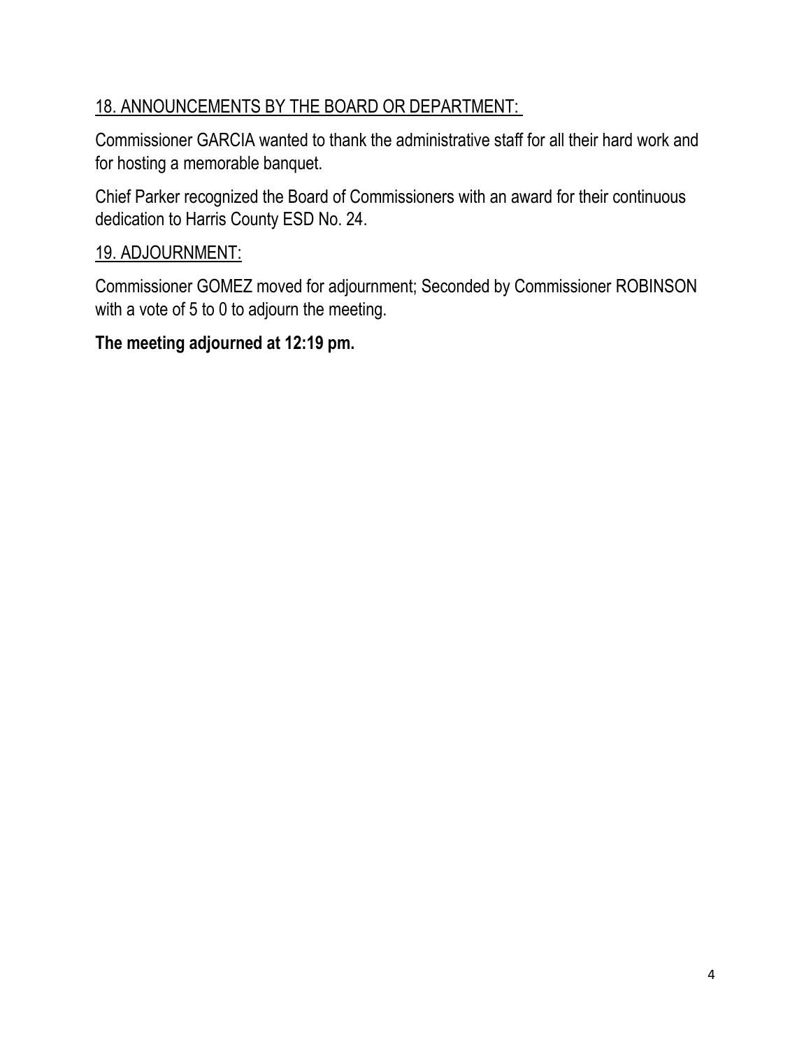18. ANNOUNCEMENTS BY THE BOARD OR DEPARTMENT:

Commissioner GARCIA wanted to thank the administrative staff for all their hard work and for hosting a memorable banquet.

Chief Parker recognized the Board of Commissioners with an award for their continuous dedication to Harris County ESD No. 24.

19. ADJOURNMENT:

Commissioner GOMEZ moved for adjournment; Seconded by Commissioner ROBINSON with a vote of 5 to 0 to adjourn the meeting.

**The meeting adjourned at 12:19 pm.**